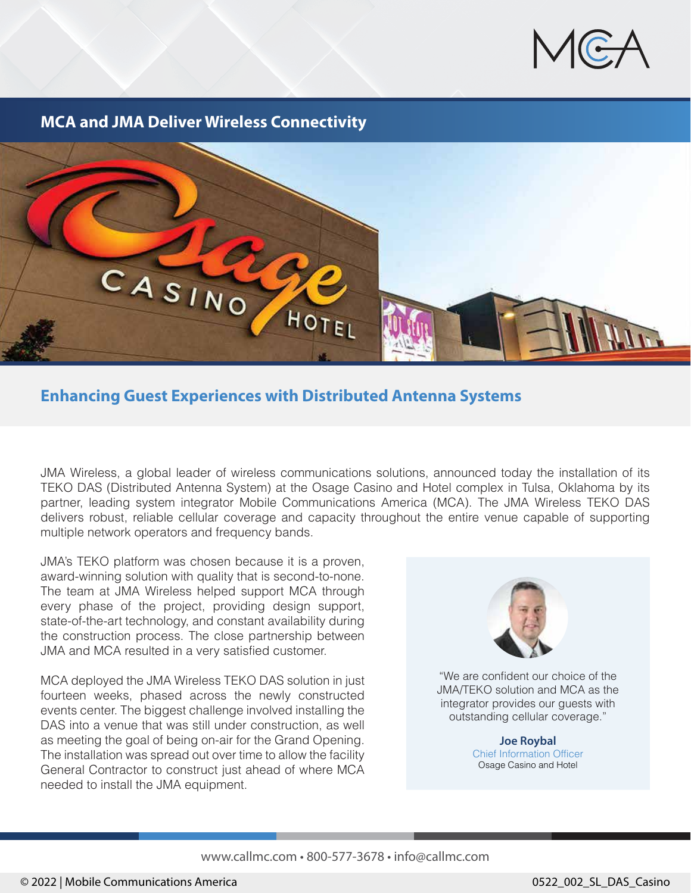MCA

## MCA and JMA Deliver Wireless Connectivity

## Enhancing Guest Experiences with Distributed Antenna Systems

JMA Wireless, a global leader of wireless communications solutions, announced today the installation of its TEKO DAS (Distributed Antenna System) at the Osage Casino and Hotel complex in Tulsa, Oklahoma by its partner, leading system integrator Mobile Communications America (MCA). The JMA Wireless TEKO DAS delivers robust, reliable cellular coverage and capacity throughout the entire venue capable of supporting multiple network operators and frequency bands.

JMA's TEKO platform was chosen because it is a proven, award-winning solution with quality that is second-to-none. The team at JMA Wireless helped support MCA through every phase of the project, providing design support, state-of-the-art technology, and constant availability during the construction process. The close partnership between JMA and MCA resulted in a very satisfied customer.

MCA deployed the JMA Wireless TEKO DAS solution in just fourteen weeks, phased across the newly constructed events center. The biggest challenge involved installing the DAS into a venue that was still under construction, as well as meeting the goal of being on-air for the Grand Opening. The installation was spread out over time to allow the facility General Contractor to construct just ahead of where MCA needed to install the JMA equipment.

> "We are confident our choice of the JMA/TEKO solution and MCA as the integrator provides our guests with outstanding cellular coverage."
>
> **Joe Roybal**
> Chief Information Officer
> Osage Casino and Hotel

www.callmc.com • 800-577-3678 • info@callmc.com

© 2022 | Mobile Communications America

0522_002_SL_DAS_Casino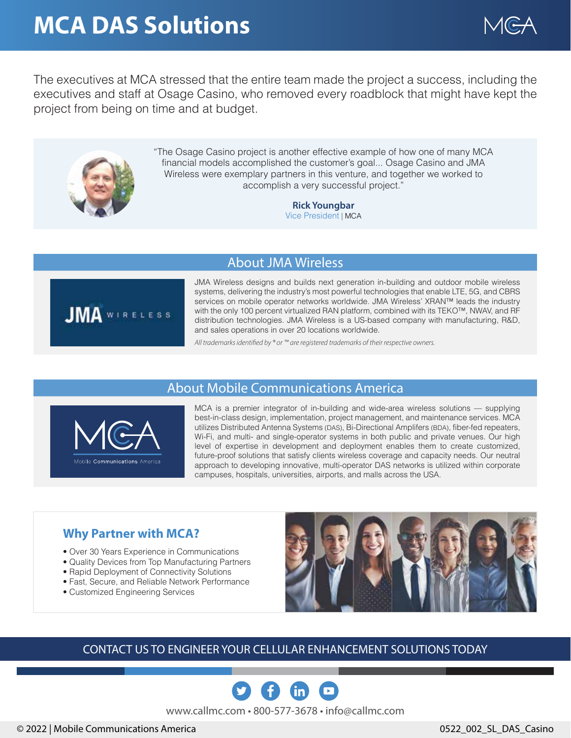# MCA DAS Solutions

The executives at MCA stressed that the entire team made the project a success, including the executives and staff at Osage Casino, who removed every roadblock that might have kept the project from being on time and at budget.

> "The Osage Casino project is another effective example of how one of many MCA financial models accomplished the customer's goal... Osage Casino and JMA Wireless were exemplary partners in this venture, and together we worked to accomplish a very successful project."
>
> **Rick Youngbar**
> Vice President | MCA

## About JMA Wireless

JMA Wireless designs and builds next generation in-building and outdoor mobile wireless systems, delivering the industry's most powerful technologies that enable LTE, 5G, and CBRS services on mobile operator networks worldwide. JMA Wireless' XRAN™ leads the industry with the only 100 percent virtualized RAN platform, combined with its TEKO™, NWAV, and RF distribution technologies. JMA Wireless is a US-based company with manufacturing, R&D, and sales operations in over 20 locations worldwide.

*All trademarks identified by ® or ™ are registered trademarks of their respective owners.*

## About Mobile Communications America

MCA is a premier integrator of in-building and wide-area wireless solutions — supplying best-in-class design, implementation, project management, and maintenance services. MCA utilizes Distributed Antenna Systems (DAS), Bi-Directional Amplifers (BDA), fiber-fed repeaters, Wi-Fi, and multi- and single-operator systems in both public and private venues. Our high level of expertise in development and deployment enables them to create customized, future-proof solutions that satisfy clients wireless coverage and capacity needs. Our neutral approach to developing innovative, multi-operator DAS networks is utilized within corporate campuses, hospitals, universities, airports, and malls across the USA.

## Why Partner with MCA?

- Over 30 Years Experience in Communications
- Quality Devices from Top Manufacturing Partners
- Rapid Deployment of Connectivity Solutions
- Fast, Secure, and Reliable Network Performance
- Customized Engineering Services

CONTACT US TO ENGINEER YOUR CELLULAR ENHANCEMENT SOLUTIONS TODAY

www.callmc.com • 800-577-3678 • info@callmc.com

© 2022 | Mobile Communications America

0522_002_SL_DAS_Casino